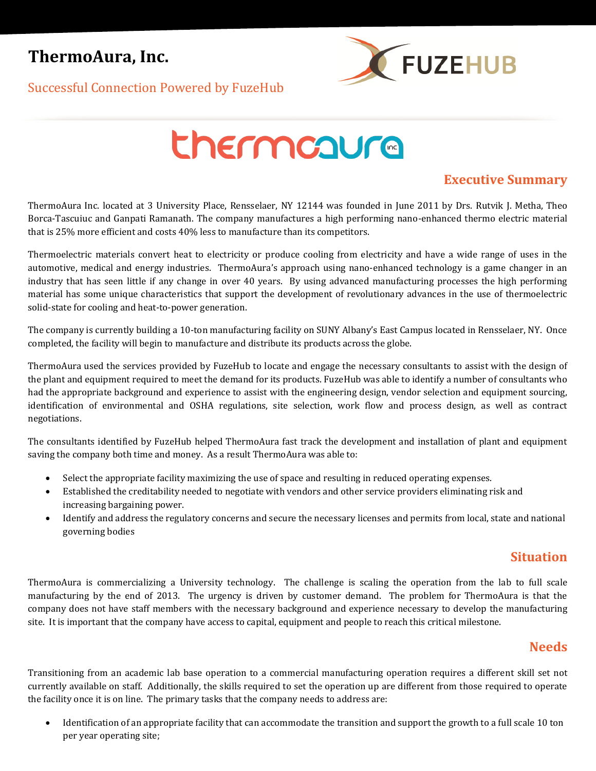# ThermoAura, Inc.

Successful Connection Powered by FuzeHub

## Executive Summary

ThermoAura Inc. located at 3 University Place, Rensselaer, NY 12144 was founded in June 2011 by Drs. Rutvik J. Metha, Theo Borca-Tascuiuc and Ganpati Ramanath. The company manufactures a high performing nano-enhanced thermo electric material that is 25% more efficient and costs 40% less to manufacture than its competitors.

Thermoelectric materials convert heat to electricity or produce cooling from electricity and have a wide range of uses in the automotive, medical and energy industries. ThermoAura's approach using nano-enhanced technology is a game changer in an industry that has seen little if any change in over 40 years. By using advanced manufacturing processes the high performing material has some unique characteristics that support the development of revolutionary advances in the use of thermoelectric solid-state for cooling and heat-to-power generation.

The company is currently building a 10-ton manufacturing facility on SUNY Albany's East Campus located in Rensselaer, NY. Once completed, the facility will begin to manufacture and distribute its products across the globe.

ThermoAura used the services provided by FuzeHub to locate and engage the necessary consultants to assist with the design of the plant and equipment required to meet the demand for its products. FuzeHub was able to identify a number of consultants who had the appropriate background and experience to assist with the engineering design, vendor selection and equipment sourcing, identification of environmental and OSHA regulations, site selection, work flow and process design, as well as contract negotiations.

The consultants identified by FuzeHub helped ThermoAura fast track the development and installation of plant and equipment saving the company both time and money. As a result ThermoAura was able to:

- Select the appropriate facility maximizing the use of space and resulting in reduced operating expenses.
- Established the creditability needed to negotiate with vendors and other service providers eliminating risk and increasing bargaining power.
- Identify and address the regulatory concerns and secure the necessary licenses and permits from local, state and national governing bodies

## Situation

ThermoAura is commercializing a University technology. The challenge is scaling the operation from the lab to full scale manufacturing by the end of 2013. The urgency is driven by customer demand. The problem for ThermoAura is that the company does not have staff members with the necessary background and experience necessary to develop the manufacturing site. It is important that the company have access to capital, equipment and people to reach this critical milestone.

## Needs

Transitioning from an academic lab base operation to a commercial manufacturing operation requires a different skill set not currently available on staff. Additionally, the skills required to set the operation up are different from those required to operate the facility once it is on line. The primary tasks that the company needs to address are:

- Identification of an appropriate facility that can accommodate the transition and support the growth to a full scale 10 ton per year operating site;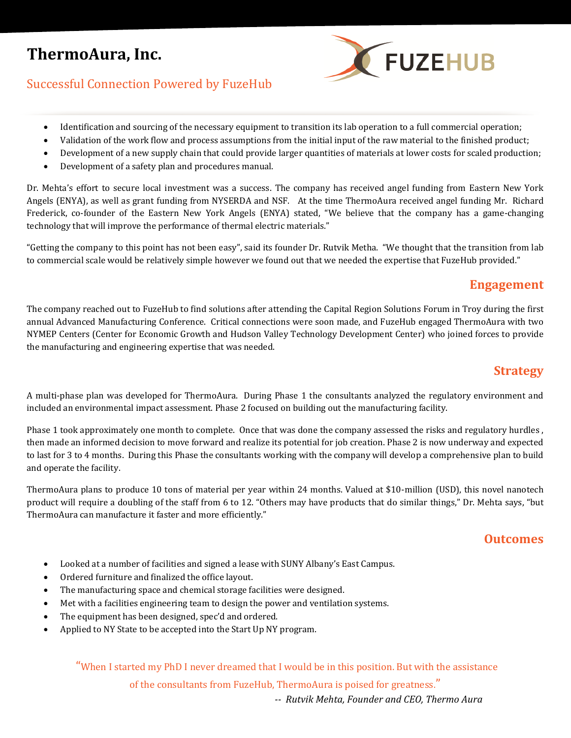# ThermoAura, Inc.

## Successful Connection Powered by FuzeHub

- Identification and sourcing of the necessary equipment to transition its lab operation to a full commercial operation;
- Validation of the work flow and process assumptions from the initial input of the raw material to the finished product;
- Development of a new supply chain that could provide larger quantities of materials at lower costs for scaled production;
- Development of a safety plan and procedures manual.

Dr. Mehta's effort to secure local investment was a success. The company has received angel funding from Eastern New York Angels (ENYA), as well as grant funding from NYSERDA and NSF. At the time ThermoAura received angel funding Mr. Richard Frederick, co-founder of the Eastern New York Angels (ENYA) stated, "We believe that the company has a game-changing technology that will improve the performance of thermal electric materials."

"Getting the company to this point has not been easy", said its founder Dr. Rutvik Metha. "We thought that the transition from lab to commercial scale would be relatively simple however we found out that we needed the expertise that FuzeHub provided."

## Engagement

The company reached out to FuzeHub to find solutions after attending the Capital Region Solutions Forum in Troy during the first annual Advanced Manufacturing Conference. Critical connections were soon made, and FuzeHub engaged ThermoAura with two NYMEP Centers (Center for Economic Growth and Hudson Valley Technology Development Center) who joined forces to provide the manufacturing and engineering expertise that was needed.

## Strategy

A multi-phase plan was developed for ThermoAura. During Phase 1 the consultants analyzed the regulatory environment and included an environmental impact assessment. Phase 2 focused on building out the manufacturing facility.

Phase 1 took approximately one month to complete. Once that was done the company assessed the risks and regulatory hurdles , then made an informed decision to move forward and realize its potential for job creation. Phase 2 is now underway and expected to last for 3 to 4 months. During this Phase the consultants working with the company will develop a comprehensive plan to build and operate the facility.

ThermoAura plans to produce 10 tons of material per year within 24 months. Valued at $10-million (USD), this novel nanotech product will require a doubling of the staff from 6 to 12. "Others may have products that do similar things," Dr. Mehta says, "but ThermoAura can manufacture it faster and more efficiently."

## Outcomes

- Looked at a number of facilities and signed a lease with SUNY Albany's East Campus.
- Ordered furniture and finalized the office layout.
- The manufacturing space and chemical storage facilities were designed.
- Met with a facilities engineering team to design the power and ventilation systems.
- The equipment has been designed, spec'd and ordered.
- Applied to NY State to be accepted into the Start Up NY program.

"When I started my PhD I never dreamed that I would be in this position. But with the assistance of the consultants from FuzeHub, ThermoAura is poised for greatness."

-- *Rutvik Mehta, Founder and CEO, Thermo Aura*